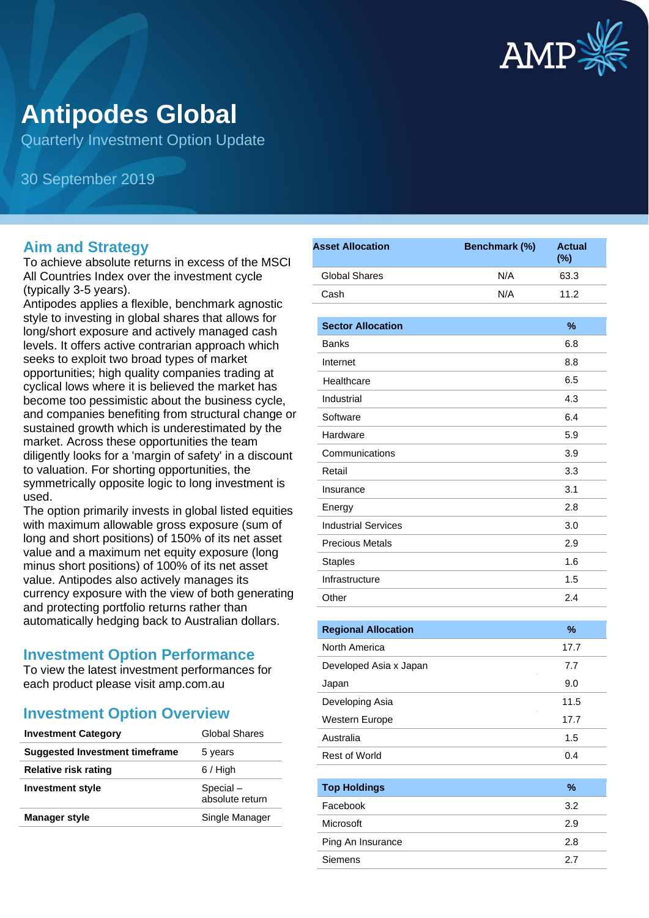# Antipodes Global

Quarterly Investment Option Update

30 September 2019

## Aim and Strategy

To achieve absolute returns in excess of the MSCI All Countries Index over the investment cycle (typically 3-5 years).

Antipodes applies a flexible, benchmark agnostic style to investing in global shares that allows for long/short exposure and actively managed cash levels. It offers active contrarian approach which seeks to exploit two broad types of market opportunities; high quality companies trading at cyclical lows where it is believed the market has become too pessimistic about the business cycle, and companies benefiting from structural change or sustained growth which is underestimated by the market. Across these opportunities the team diligently looks for a 'margin of safety' in a discount to valuation. For shorting opportunities, the symmetrically opposite logic to long investment is used.

The option primarily invests in global listed equities with maximum allowable gross exposure (sum of long and short positions) of 150% of its net asset value and a maximum net equity exposure (long minus short positions) of 100% of its net asset value. Antipodes also actively manages its currency exposure with the view of both generating and protecting portfolio returns rather than automatically hedging back to Australian dollars.

## Investment Option Performance

To view the latest investment performances for each product please visit amp.com.au

## Investment Option Overview

| | |
|---|---|
| **Investment Category** | Global Shares |
| **Suggested Investment timeframe** | 5 years |
| **Relative risk rating** | 6 / High |
| **Investment style** | Special – absolute return |
| **Manager style** | Single Manager |

| Asset Allocation | Benchmark (%) | Actual (%) |
|---|---|---|
| Global Shares | N/A | 63.3 |
| Cash | N/A | 11.2 |

| Sector Allocation | % |
|---|---|
| Banks | 6.8 |
| Internet | 8.8 |
| Healthcare | 6.5 |
| Industrial | 4.3 |
| Software | 6.4 |
| Hardware | 5.9 |
| Communications | 3.9 |
| Retail | 3.3 |
| Insurance | 3.1 |
| Energy | 2.8 |
| Industrial Services | 3.0 |
| Precious Metals | 2.9 |
| Staples | 1.6 |
| Infrastructure | 1.5 |
| Other | 2.4 |

| Regional Allocation | % |
|---|---|
| North America | 17.7 |
| Developed Asia x Japan | 7.7 |
| Japan | 9.0 |
| Developing Asia | 11.5 |
| Western Europe | 17.7 |
| Australia | 1.5 |
| Rest of World | 0.4 |

| Top Holdings | % |
|---|---|
| Facebook | 3.2 |
| Microsoft | 2.9 |
| Ping An Insurance | 2.8 |
| Siemens | 2.7 |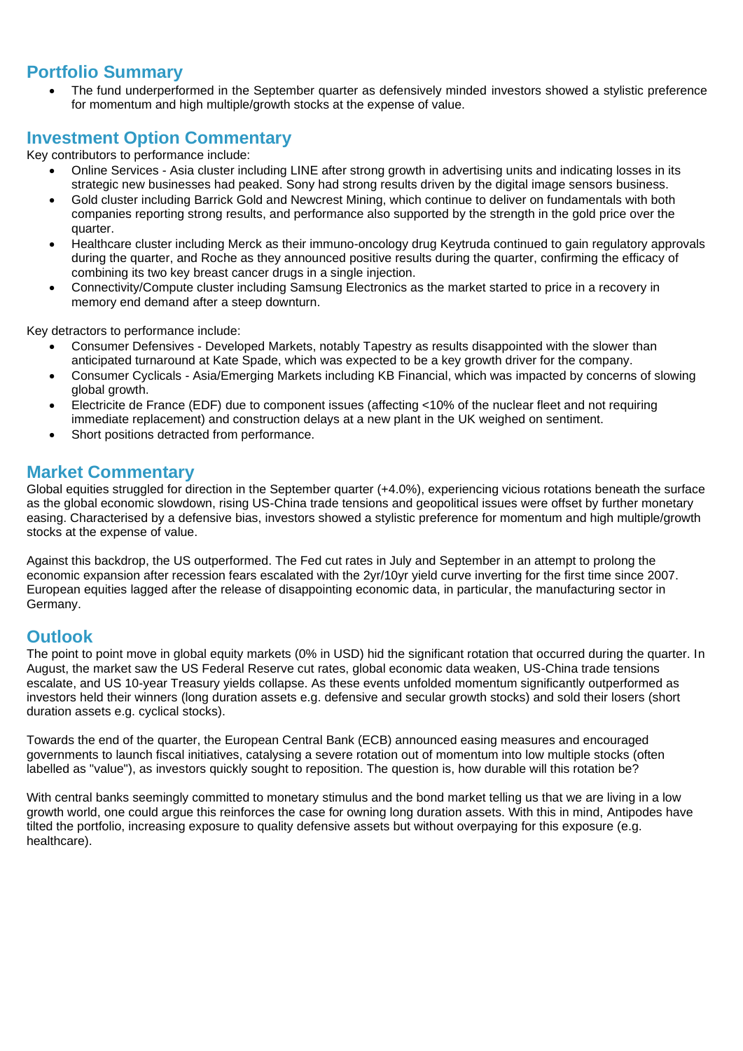## Portfolio Summary

- The fund underperformed in the September quarter as defensively minded investors showed a stylistic preference for momentum and high multiple/growth stocks at the expense of value.

## Investment Option Commentary

Key contributors to performance include:

- Online Services - Asia cluster including LINE after strong growth in advertising units and indicating losses in its strategic new businesses had peaked. Sony had strong results driven by the digital image sensors business.
- Gold cluster including Barrick Gold and Newcrest Mining, which continue to deliver on fundamentals with both companies reporting strong results, and performance also supported by the strength in the gold price over the quarter.
- Healthcare cluster including Merck as their immuno-oncology drug Keytruda continued to gain regulatory approvals during the quarter, and Roche as they announced positive results during the quarter, confirming the efficacy of combining its two key breast cancer drugs in a single injection.
- Connectivity/Compute cluster including Samsung Electronics as the market started to price in a recovery in memory end demand after a steep downturn.

Key detractors to performance include:

- Consumer Defensives - Developed Markets, notably Tapestry as results disappointed with the slower than anticipated turnaround at Kate Spade, which was expected to be a key growth driver for the company.
- Consumer Cyclicals - Asia/Emerging Markets including KB Financial, which was impacted by concerns of slowing global growth.
- Electricite de France (EDF) due to component issues (affecting <10% of the nuclear fleet and not requiring immediate replacement) and construction delays at a new plant in the UK weighed on sentiment.
- Short positions detracted from performance.

## Market Commentary

Global equities struggled for direction in the September quarter (+4.0%), experiencing vicious rotations beneath the surface as the global economic slowdown, rising US-China trade tensions and geopolitical issues were offset by further monetary easing. Characterised by a defensive bias, investors showed a stylistic preference for momentum and high multiple/growth stocks at the expense of value.

Against this backdrop, the US outperformed. The Fed cut rates in July and September in an attempt to prolong the economic expansion after recession fears escalated with the 2yr/10yr yield curve inverting for the first time since 2007. European equities lagged after the release of disappointing economic data, in particular, the manufacturing sector in Germany.

## Outlook

The point to point move in global equity markets (0% in USD) hid the significant rotation that occurred during the quarter. In August, the market saw the US Federal Reserve cut rates, global economic data weaken, US-China trade tensions escalate, and US 10-year Treasury yields collapse. As these events unfolded momentum significantly outperformed as investors held their winners (long duration assets e.g. defensive and secular growth stocks) and sold their losers (short duration assets e.g. cyclical stocks).

Towards the end of the quarter, the European Central Bank (ECB) announced easing measures and encouraged governments to launch fiscal initiatives, catalysing a severe rotation out of momentum into low multiple stocks (often labelled as "value"), as investors quickly sought to reposition. The question is, how durable will this rotation be?

With central banks seemingly committed to monetary stimulus and the bond market telling us that we are living in a low growth world, one could argue this reinforces the case for owning long duration assets. With this in mind, Antipodes have tilted the portfolio, increasing exposure to quality defensive assets but without overpaying for this exposure (e.g. healthcare).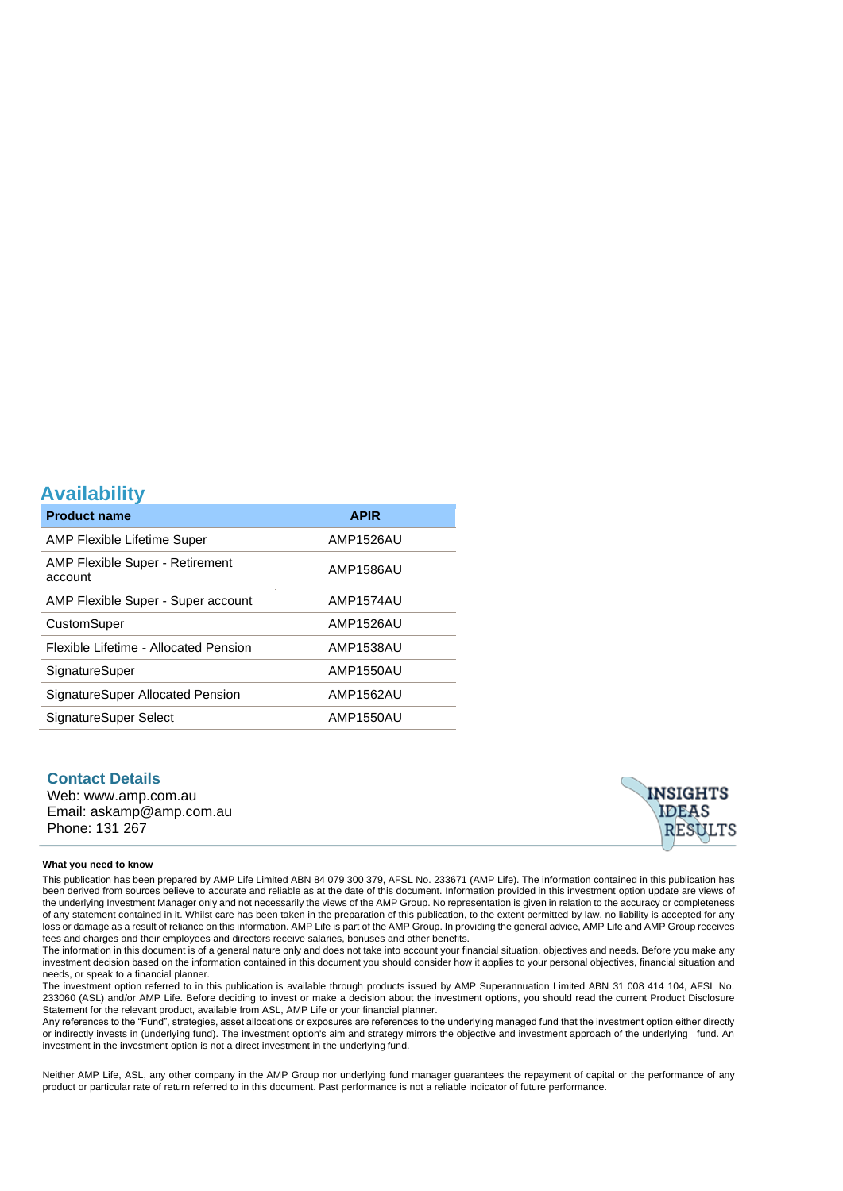## Availability

| Product name | APIR |
|---|---|
| AMP Flexible Lifetime Super | AMP1526AU |
| AMP Flexible Super - Retirement account | AMP1586AU |
| AMP Flexible Super - Super account | AMP1574AU |
| CustomSuper | AMP1526AU |
| Flexible Lifetime - Allocated Pension | AMP1538AU |
| SignatureSuper | AMP1550AU |
| SignatureSuper Allocated Pension | AMP1562AU |
| SignatureSuper Select | AMP1550AU |

### Contact Details

Web: www.amp.com.au
Email: askamp@amp.com.au
Phone: 131 267

INSIGHTS
IDEAS
RESULTS

**What you need to know**

This publication has been prepared by AMP Life Limited ABN 84 079 300 379, AFSL No. 233671 (AMP Life). The information contained in this publication has been derived from sources believe to accurate and reliable as at the date of this document. Information provided in this investment option update are views of the underlying Investment Manager only and not necessarily the views of the AMP Group. No representation is given in relation to the accuracy or completeness of any statement contained in it. Whilst care has been taken in the preparation of this publication, to the extent permitted by law, no liability is accepted for any loss or damage as a result of reliance on this information. AMP Life is part of the AMP Group. In providing the general advice, AMP Life and AMP Group receives fees and charges and their employees and directors receive salaries, bonuses and other benefits.
The information in this document is of a general nature only and does not take into account your financial situation, objectives and needs. Before you make any investment decision based on the information contained in this document you should consider how it applies to your personal objectives, financial situation and needs, or speak to a financial planner.
The investment option referred to in this publication is available through products issued by AMP Superannuation Limited ABN 31 008 414 104, AFSL No. 233060 (ASL) and/or AMP Life. Before deciding to invest or make a decision about the investment options, you should read the current Product Disclosure Statement for the relevant product, available from ASL, AMP Life or your financial planner.
Any references to the "Fund", strategies, asset allocations or exposures are references to the underlying managed fund that the investment option either directly or indirectly invests in (underlying fund). The investment option's aim and strategy mirrors the objective and investment approach of the underlying fund. An investment in the investment option is not a direct investment in the underlying fund.

Neither AMP Life, ASL, any other company in the AMP Group nor underlying fund manager guarantees the repayment of capital or the performance of any product or particular rate of return referred to in this document. Past performance is not a reliable indicator of future performance.